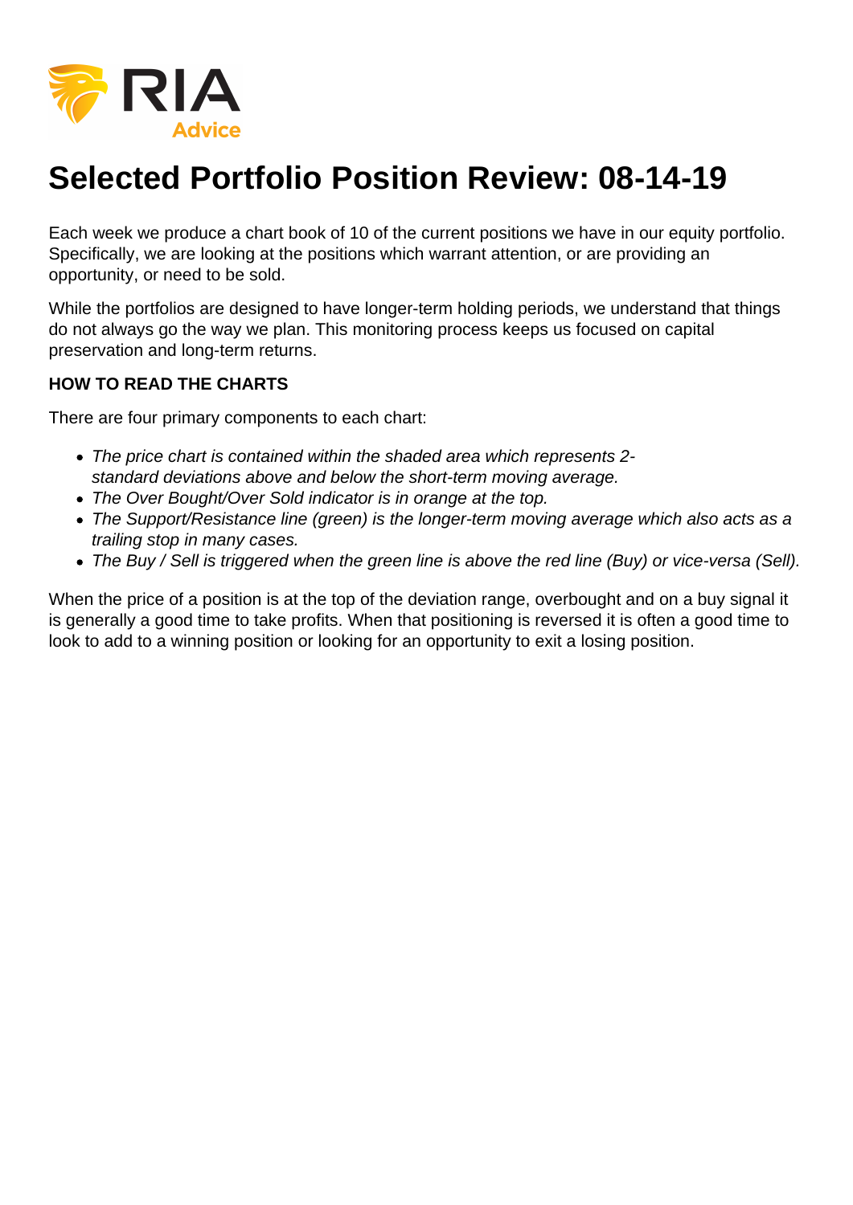# Selected Portfolio Position Review: 08-14-19

Each week we produce a chart book of 10 of the current positions we have in our equity portfolio. Specifically, we are looking at the positions which warrant attention, or are providing an opportunity, or need to be sold.

While the portfolios are designed to have longer-term holding periods, we understand that things do not always go the way we plan. This monitoring process keeps us focused on capital preservation and long-term returns.

**HOW TO READ THE CHARTS**

There are four primary components to each chart:

- *The price chart is contained within the shaded area which represents 2-standard deviations above and below the short-term moving average.*
- *The Over Bought/Over Sold indicator is in orange at the top.*
- *The Support/Resistance line (green) is the longer-term moving average which also acts as a trailing stop in many cases.*
- *The Buy / Sell is triggered when the green line is above the red line (Buy) or vice-versa (Sell).*

When the price of a position is at the top of the deviation range, overbought and on a buy signal it is generally a good time to take profits. When that positioning is reversed it is often a good time to look to add to a winning position or looking for an opportunity to exit a losing position.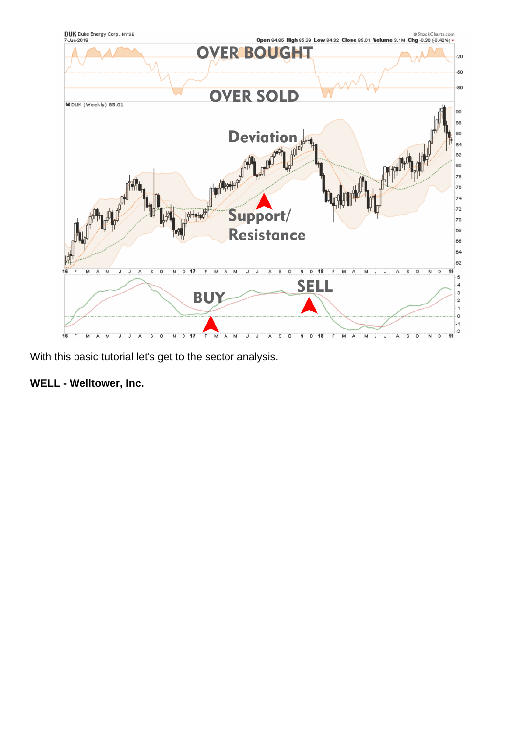With this basic tutorial let's get to the sector analysis.

**WELL - Welltower, Inc.**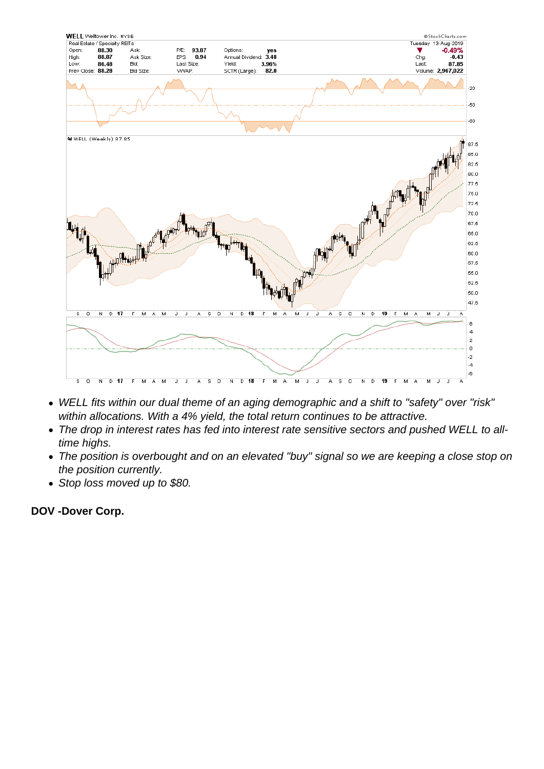- *WELL fits within our dual theme of an aging demographic and a shift to "safety" over "risk" within allocations. With a 4% yield, the total return continues to be attractive.*
- *The drop in interest rates has fed into interest rate sensitive sectors and pushed WELL to all-time highs.*
- *The position is overbought and on an elevated "buy" signal so we are keeping a close stop on the position currently.*
- *Stop loss moved up to $80.*

**DOV -Dover Corp.**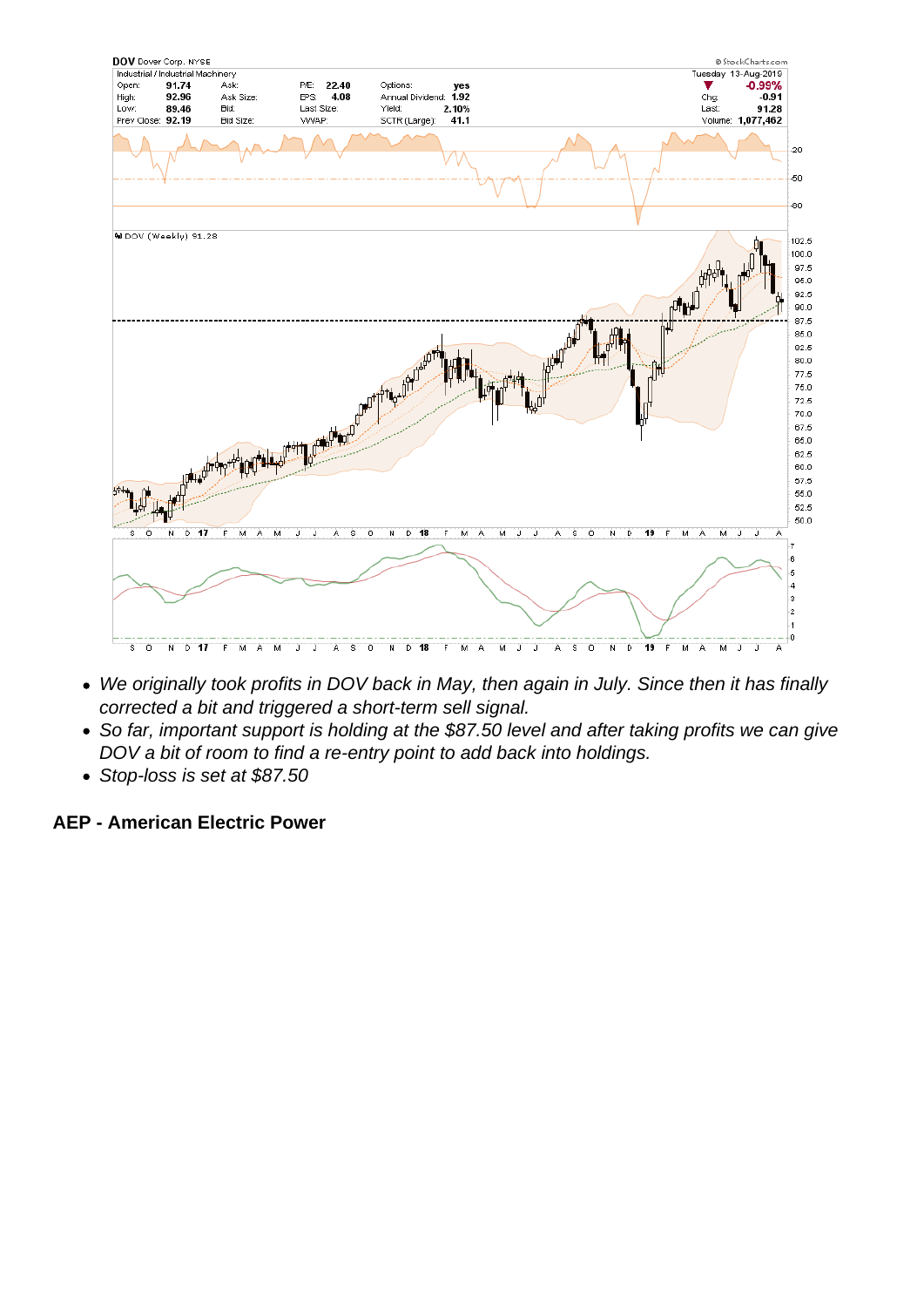- *We originally took profits in DOV back in May, then again in July. Since then it has finally corrected a bit and triggered a short-term sell signal.*
- *So far, important support is holding at the $87.50 level and after taking profits we can give DOV a bit of room to find a re-entry point to add back into holdings.*
- *Stop-loss is set at $87.50*

**AEP - American Electric Power**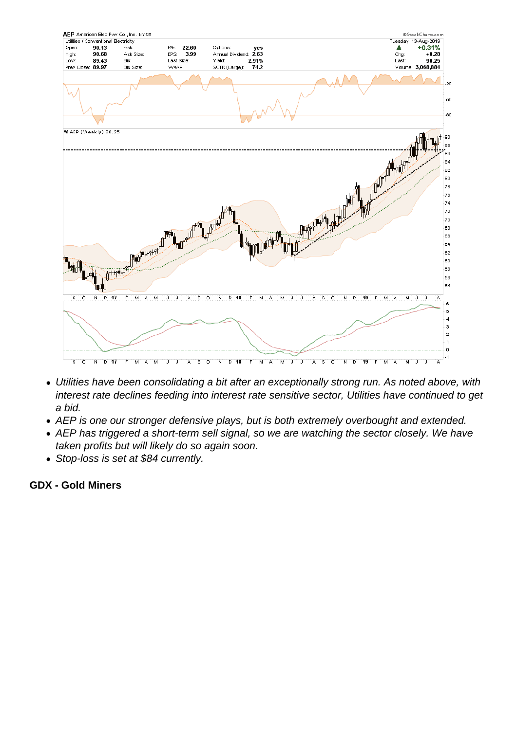- Utilities have been consolidating a bit after an exceptionally strong run. As noted above, with interest rate declines feeding into interest rate sensitive sector, Utilities have continued to get a bid.
- AEP is one our stronger defensive plays, but is both extremely overbought and extended.
- AEP has triggered a short-term sell signal, so we are watching the sector closely. We have taken profits but will likely do so again soon.
- Stop-loss is set at $84 currently.

**GDX - Gold Miners**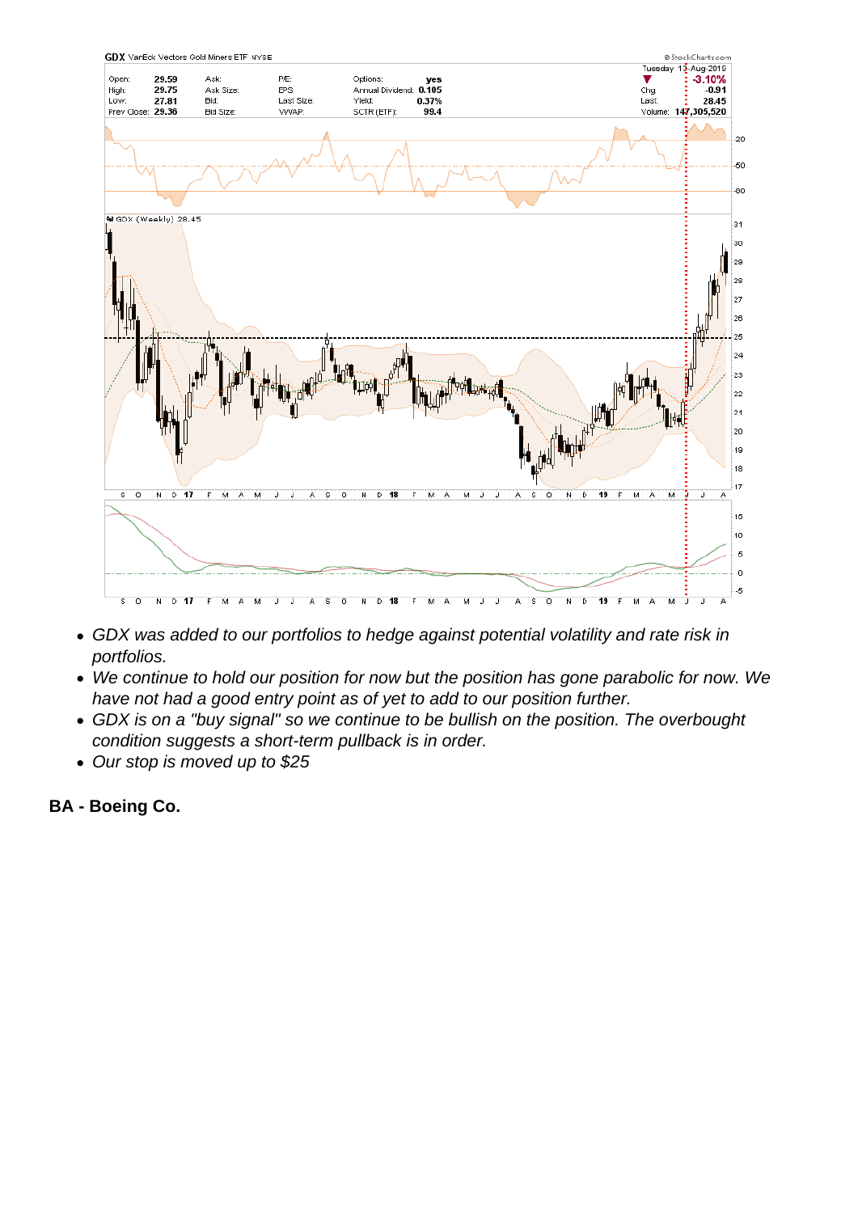- *GDX was added to our portfolios to hedge against potential volatility and rate risk in portfolios.*
- *We continue to hold our position for now but the position has gone parabolic for now. We have not had a good entry point as of yet to add to our position further.*
- *GDX is on a "buy signal" so we continue to be bullish on the position. The overbought condition suggests a short-term pullback is in order.*
- *Our stop is moved up to $25*

**BA - Boeing Co.**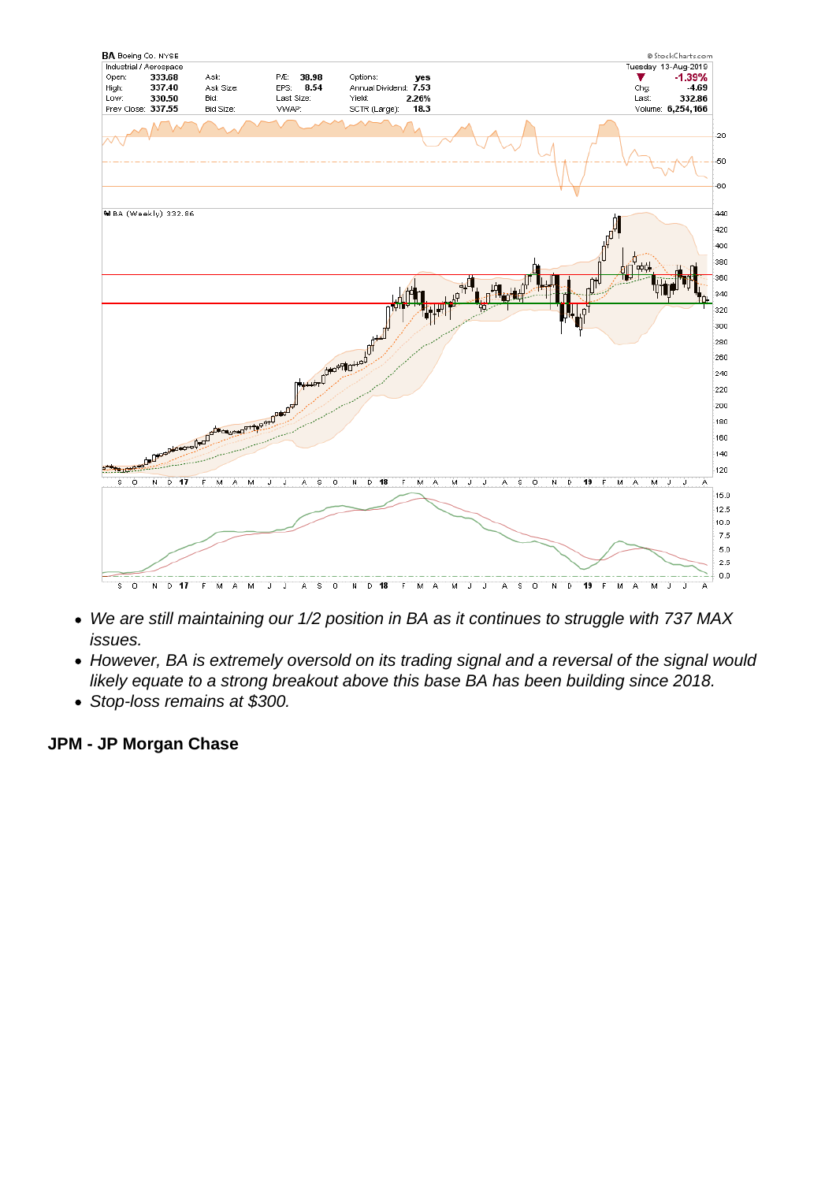- We are still maintaining our 1/2 position in BA as it continues to struggle with 737 MAX issues.
- However, BA is extremely oversold on its trading signal and a reversal of the signal would likely equate to a strong breakout above this base BA has been building since 2018.
- Stop-loss remains at $300.

**JPM - JP Morgan Chase**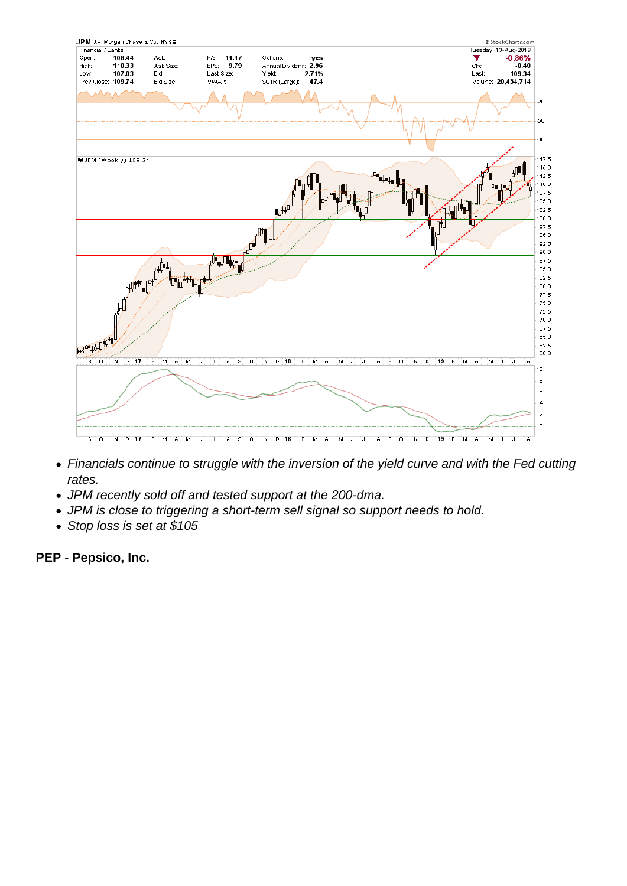- *Financials continue to struggle with the inversion of the yield curve and with the Fed cutting rates.*
- *JPM recently sold off and tested support at the 200-dma.*
- *JPM is close to triggering a short-term sell signal so support needs to hold.*
- *Stop loss is set at $105*

**PEP - Pepsico, Inc.**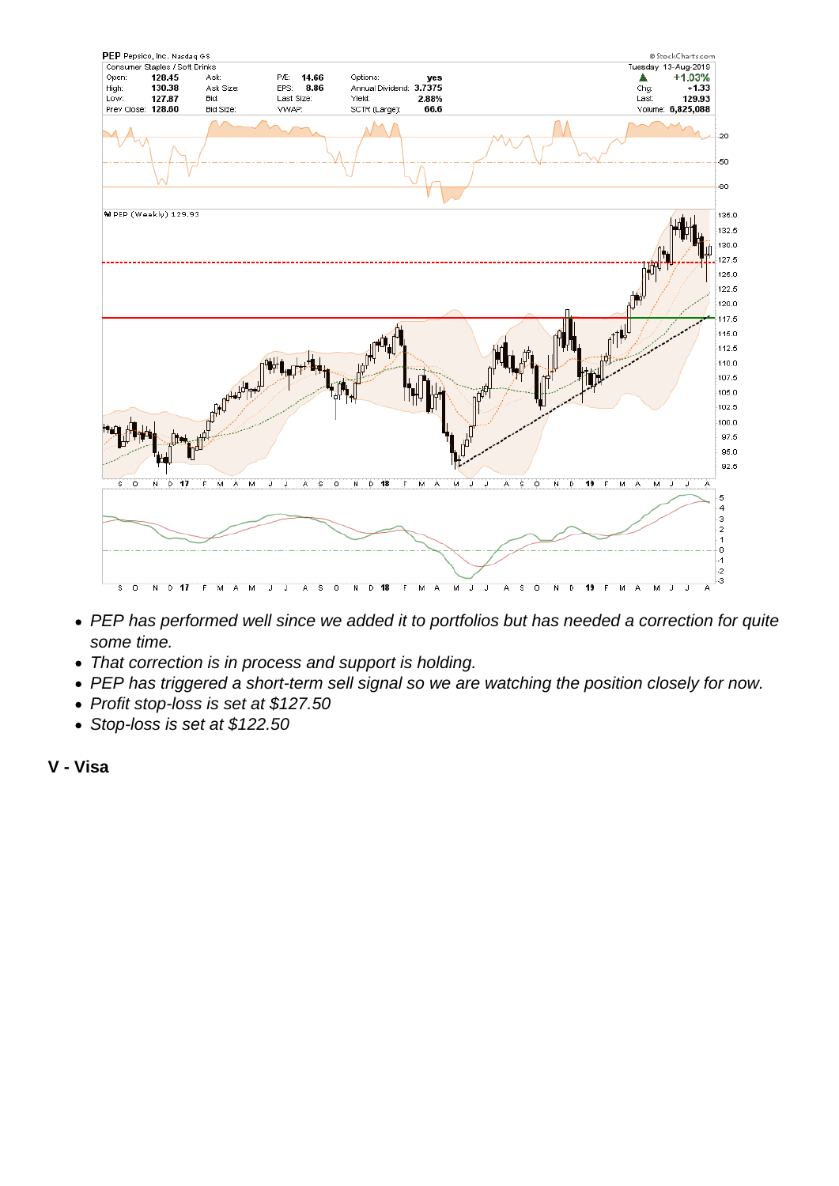- *PEP has performed well since we added it to portfolios but has needed a correction for quite some time.*
- *That correction is in process and support is holding.*
- *PEP has triggered a short-term sell signal so we are watching the position closely for now.*
- *Profit stop-loss is set at $127.50*
- *Stop-loss is set at $122.50*

**V - Visa**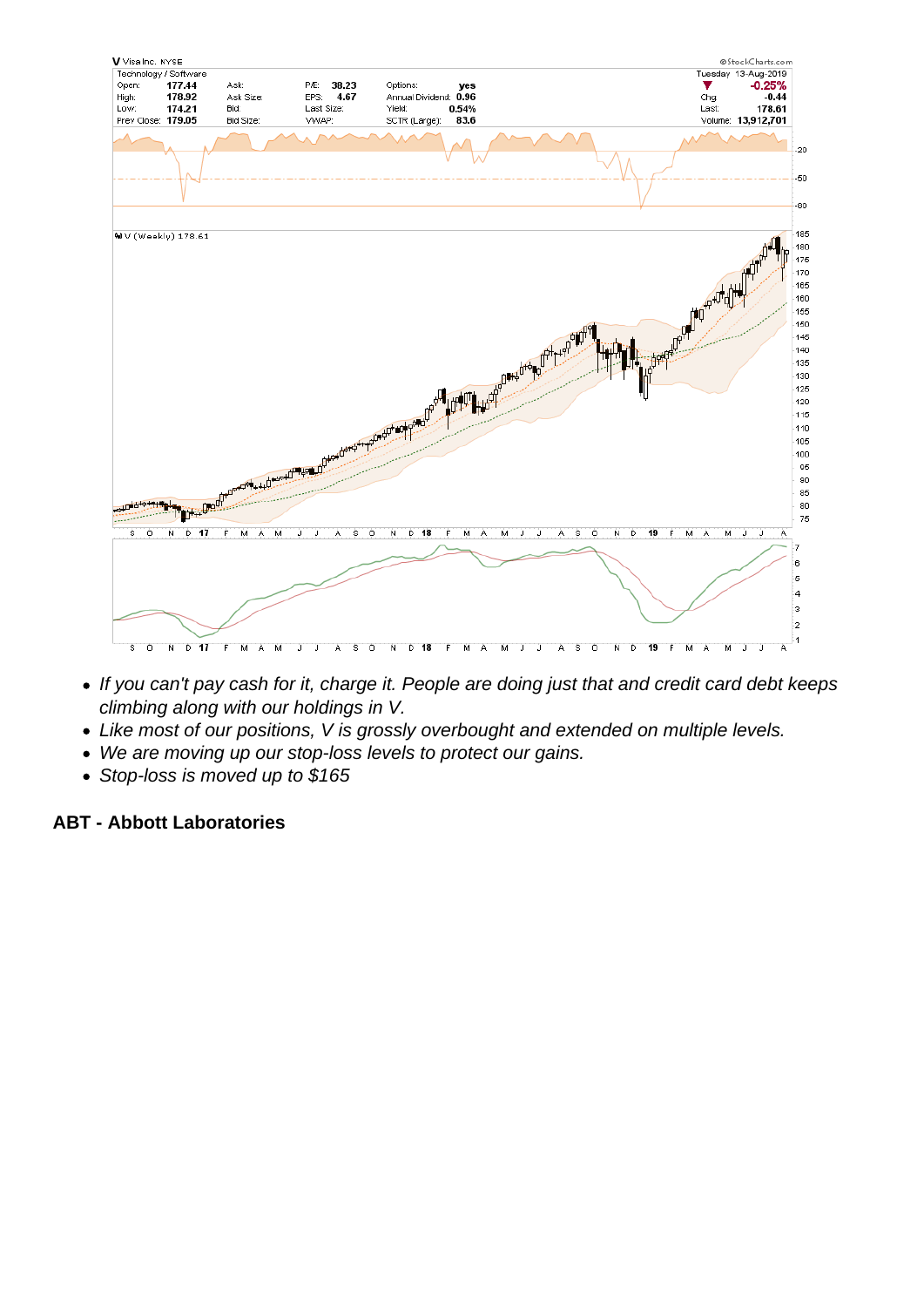- *If you can't pay cash for it, charge it. People are doing just that and credit card debt keeps climbing along with our holdings in V.*
- *Like most of our positions, V is grossly overbought and extended on multiple levels.*
- *We are moving up our stop-loss levels to protect our gains.*
- *Stop-loss is moved up to $165*

**ABT - Abbott Laboratories**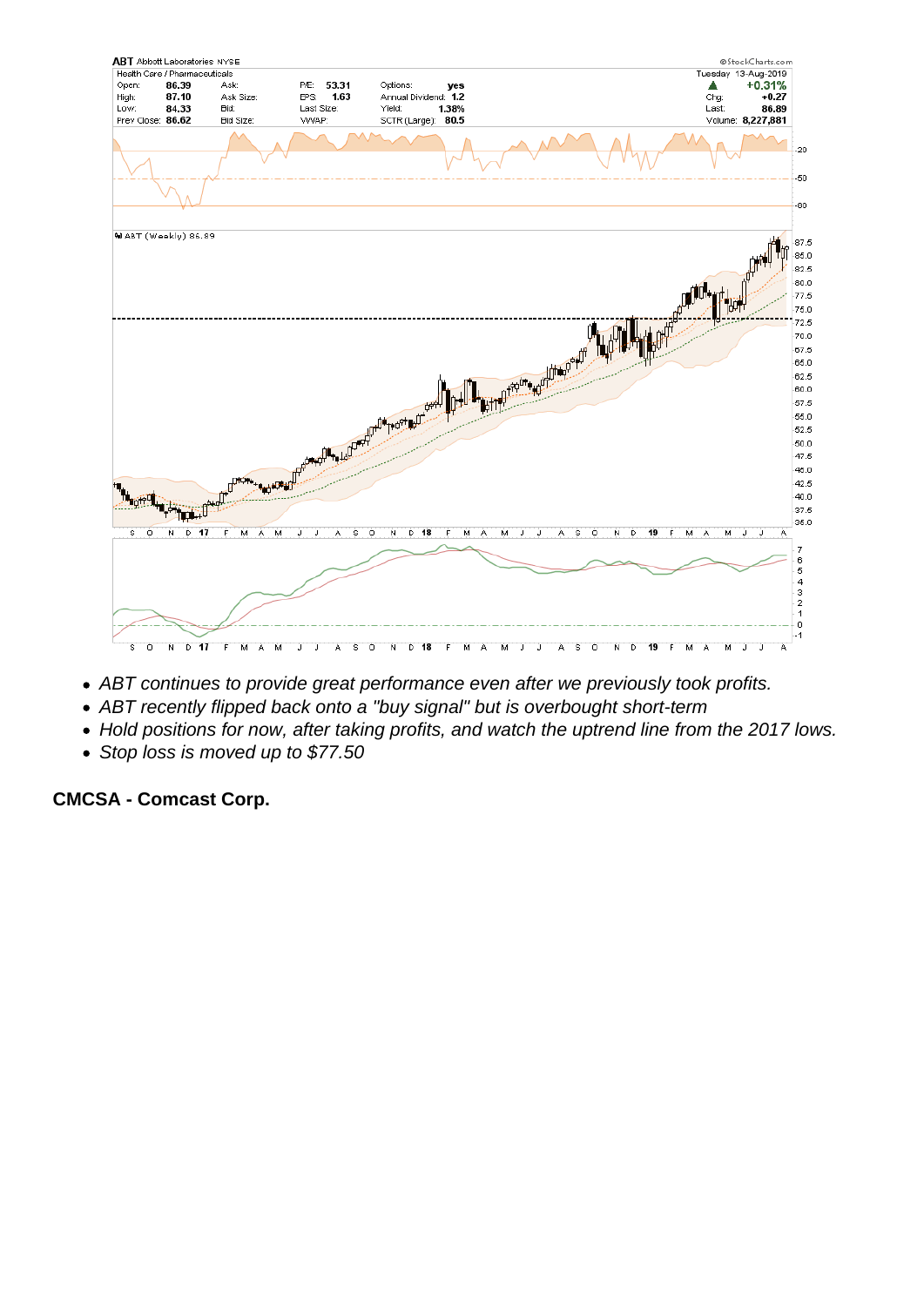- ABT continues to provide great performance even after we previously took profits.
- ABT recently flipped back onto a "buy signal" but is overbought short-term
- Hold positions for now, after taking profits, and watch the uptrend line from the 2017 lows.
- Stop loss is moved up to $77.50

**CMCSA - Comcast Corp.**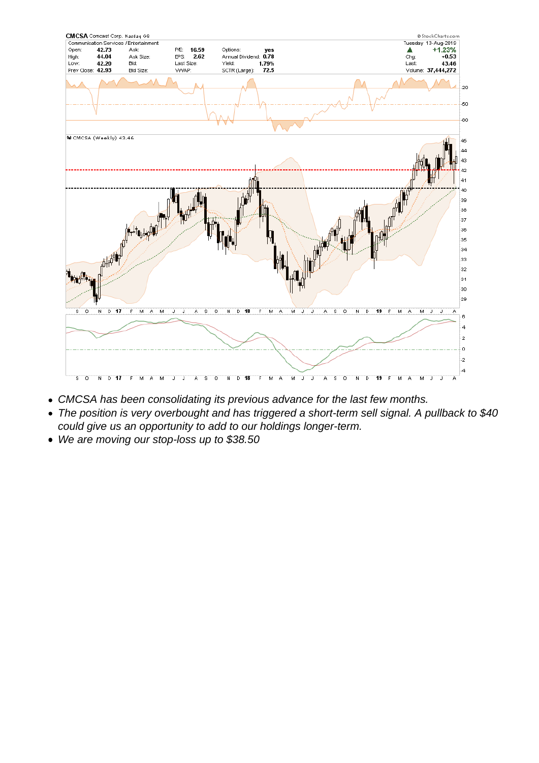CMCSA Comcast Corp. Nasdaq GS
Communication Services / Entertainment
Open: 42.73
High: 44.04
Low: 42.20
Prev Close: 42.93
Ask:
Ask Size:
Bid:
Bid Size:
P/E: 16.59
EPS: 2.62
Last Size:
VWAP:
Options: yes
Annual Dividend: 0.78
Yield: 1.79%
SCTR (Large): 72.5
© StockCharts.com
Tuesday 13-Aug-2019
+1.23%
Chg: +0.53
Last: 43.46
Volume: 37,444,272

CMCSA (Weekly) 43.46

- CMCSA has been consolidating its previous advance for the last few months.
- The position is very overbought and has triggered a short-term sell signal. A pullback to $40 could give us an opportunity to add to our holdings longer-term.
- We are moving our stop-loss up to $38.50